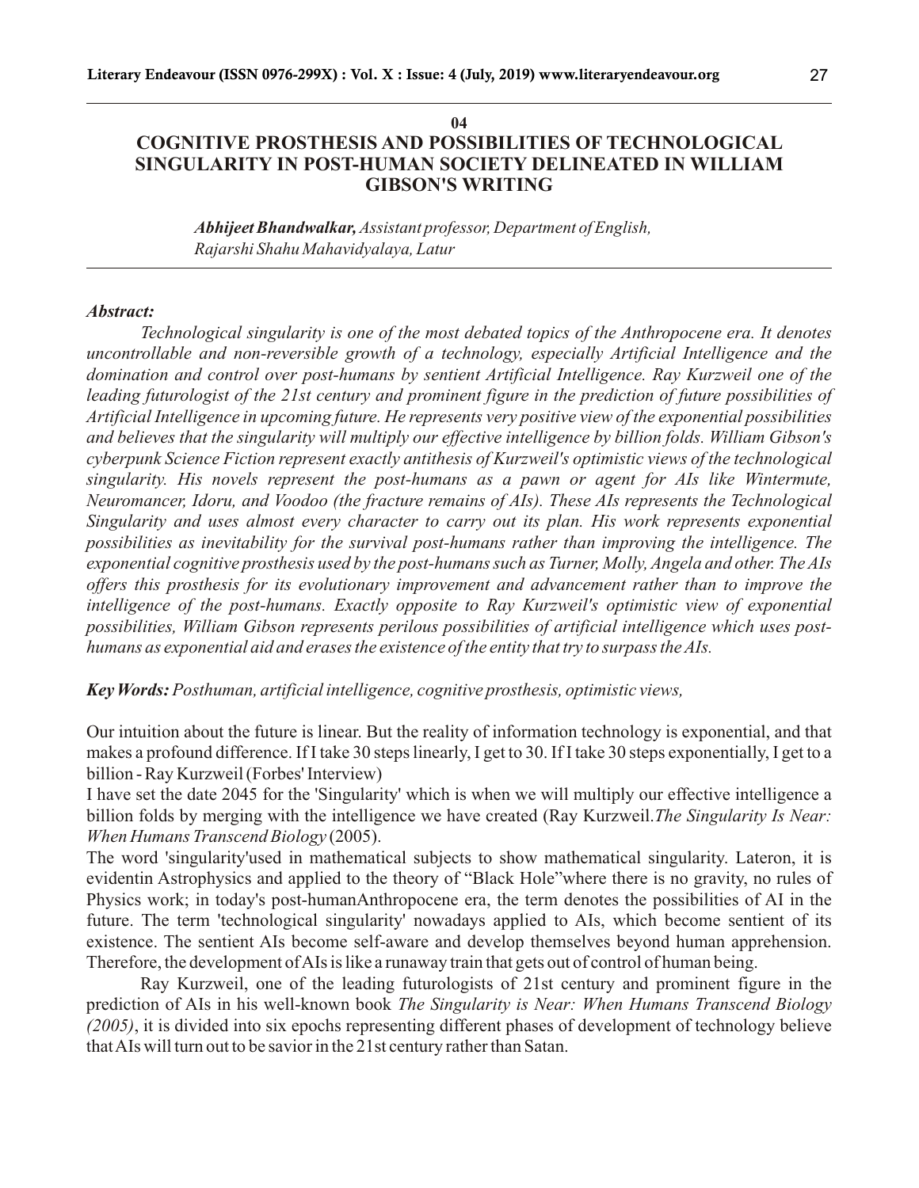04

# COGNITIVE PROSTHESIS AND POSSIBILITIES OF TECHNOLOGICAL SINGULARITY IN POST-HUMAN SOCIETY DELINEATED IN WILLIAM GIBSON'S WRITING

***Abhijeet Bhandwalkar,*** *Assistant professor, Department of English, Rajarshi Shahu Mahavidyalaya, Latur*

***Abstract:***

*Technological singularity is one of the most debated topics of the Anthropocene era. It denotes uncontrollable and non-reversible growth of a technology, especially Artificial Intelligence and the domination and control over post-humans by sentient Artificial Intelligence. Ray Kurzweil one of the leading futurologist of the 21st century and prominent figure in the prediction of future possibilities of Artificial Intelligence in upcoming future. He represents very positive view of the exponential possibilities and believes that the singularity will multiply our effective intelligence by billion folds. William Gibson's cyberpunk Science Fiction represent exactly antithesis of Kurzweil's optimistic views of the technological singularity. His novels represent the post-humans as a pawn or agent for AIs like Wintermute, Neuromancer, Idoru, and Voodoo (the fracture remains of AIs). These AIs represents the Technological Singularity and uses almost every character to carry out its plan. His work represents exponential possibilities as inevitability for the survival post-humans rather than improving the intelligence. The exponential cognitive prosthesis used by the post-humans such as Turner, Molly, Angela and other. The AIs offers this prosthesis for its evolutionary improvement and advancement rather than to improve the intelligence of the post-humans. Exactly opposite to Ray Kurzweil's optimistic view of exponential possibilities, William Gibson represents perilous possibilities of artificial intelligence which uses post-humans as exponential aid and erases the existence of the entity that try to surpass the AIs.*

***Key Words:*** *Posthuman, artificial intelligence, cognitive prosthesis, optimistic views,*

Our intuition about the future is linear. But the reality of information technology is exponential, and that makes a profound difference. If I take 30 steps linearly, I get to 30. If I take 30 steps exponentially, I get to a billion - Ray Kurzweil (Forbes' Interview)

I have set the date 2045 for the 'Singularity' which is when we will multiply our effective intelligence a billion folds by merging with the intelligence we have created (Ray Kurzweil.*The Singularity Is Near: When Humans Transcend Biology* (2005).

The word 'singularity'used in mathematical subjects to show mathematical singularity. Lateron, it is evidentin Astrophysics and applied to the theory of "Black Hole"where there is no gravity, no rules of Physics work; in today's post-humanAnthropocene era, the term denotes the possibilities of AI in the future. The term 'technological singularity' nowadays applied to AIs, which become sentient of its existence. The sentient AIs become self-aware and develop themselves beyond human apprehension. Therefore, the development of AIs is like a runaway train that gets out of control of human being.

Ray Kurzweil, one of the leading futurologists of 21st century and prominent figure in the prediction of AIs in his well-known book *The Singularity is Near: When Humans Transcend Biology (2005)*, it is divided into six epochs representing different phases of development of technology believe that AIs will turn out to be savior in the 21st century rather than Satan.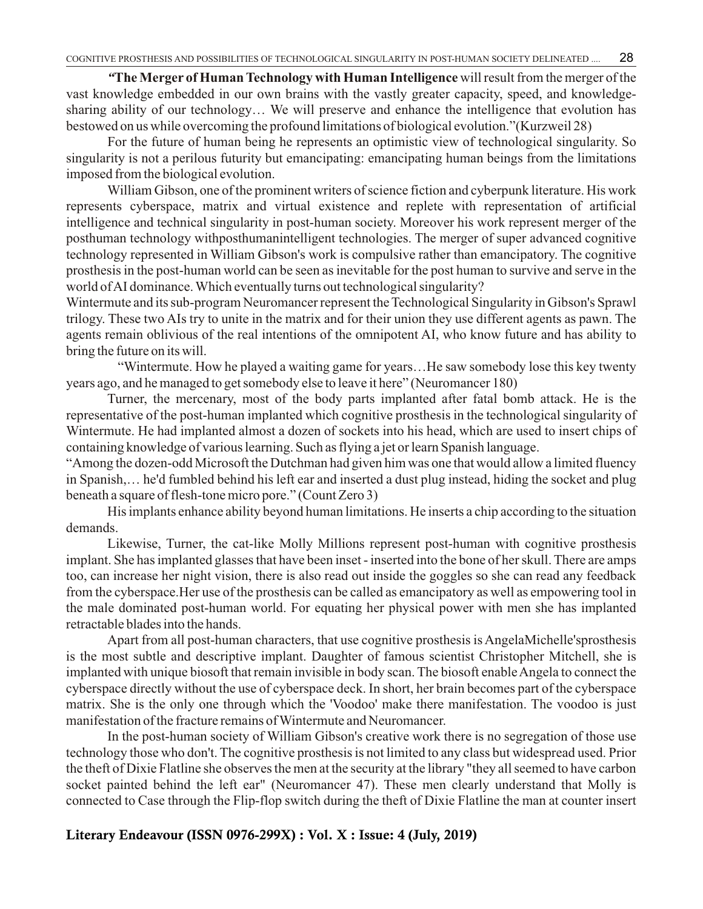**"The Merger of Human Technology with Human Intelligence** will result from the merger of the vast knowledge embedded in our own brains with the vastly greater capacity, speed, and knowledge-sharing ability of our technology… We will preserve and enhance the intelligence that evolution has bestowed on us while overcoming the profound limitations of biological evolution."(Kurzweil 28)

For the future of human being he represents an optimistic view of technological singularity. So singularity is not a perilous futurity but emancipating: emancipating human beings from the limitations imposed from the biological evolution.

William Gibson, one of the prominent writers of science fiction and cyberpunk literature. His work represents cyberspace, matrix and virtual existence and replete with representation of artificial intelligence and technical singularity in post-human society. Moreover his work represent merger of the posthuman technology withposthumanintelligent technologies. The merger of super advanced cognitive technology represented in William Gibson's work is compulsive rather than emancipatory. The cognitive prosthesis in the post-human world can be seen as inevitable for the post human to survive and serve in the world of AI dominance. Which eventually turns out technological singularity?

Wintermute and its sub-program Neuromancer represent the Technological Singularity in Gibson's Sprawl trilogy. These two AIs try to unite in the matrix and for their union they use different agents as pawn. The agents remain oblivious of the real intentions of the omnipotent AI, who know future and has ability to bring the future on its will.

"Wintermute. How he played a waiting game for years…He saw somebody lose this key twenty years ago, and he managed to get somebody else to leave it here" (Neuromancer 180)

Turner, the mercenary, most of the body parts implanted after fatal bomb attack. He is the representative of the post-human implanted which cognitive prosthesis in the technological singularity of Wintermute. He had implanted almost a dozen of sockets into his head, which are used to insert chips of containing knowledge of various learning. Such as flying a jet or learn Spanish language.

"Among the dozen-odd Microsoft the Dutchman had given him was one that would allow a limited fluency in Spanish,… he'd fumbled behind his left ear and inserted a dust plug instead, hiding the socket and plug beneath a square of flesh-tone micro pore." (Count Zero 3)

His implants enhance ability beyond human limitations. He inserts a chip according to the situation demands.

Likewise, Turner, the cat-like Molly Millions represent post-human with cognitive prosthesis implant. She has implanted glasses that have been inset - inserted into the bone of her skull. There are amps too, can increase her night vision, there is also read out inside the goggles so she can read any feedback from the cyberspace.Her use of the prosthesis can be called as emancipatory as well as empowering tool in the male dominated post-human world. For equating her physical power with men she has implanted retractable blades into the hands.

Apart from all post-human characters, that use cognitive prosthesis is AngelaMichelle'sprosthesis is the most subtle and descriptive implant. Daughter of famous scientist Christopher Mitchell, she is implanted with unique biosoft that remain invisible in body scan. The biosoft enable Angela to connect the cyberspace directly without the use of cyberspace deck. In short, her brain becomes part of the cyberspace matrix. She is the only one through which the 'Voodoo' make there manifestation. The voodoo is just manifestation of the fracture remains of Wintermute and Neuromancer.

In the post-human society of William Gibson's creative work there is no segregation of those use technology those who don't. The cognitive prosthesis is not limited to any class but widespread used. Prior the theft of Dixie Flatline she observes the men at the security at the library "they all seemed to have carbon socket painted behind the left ear" (Neuromancer 47). These men clearly understand that Molly is connected to Case through the Flip-flop switch during the theft of Dixie Flatline the man at counter insert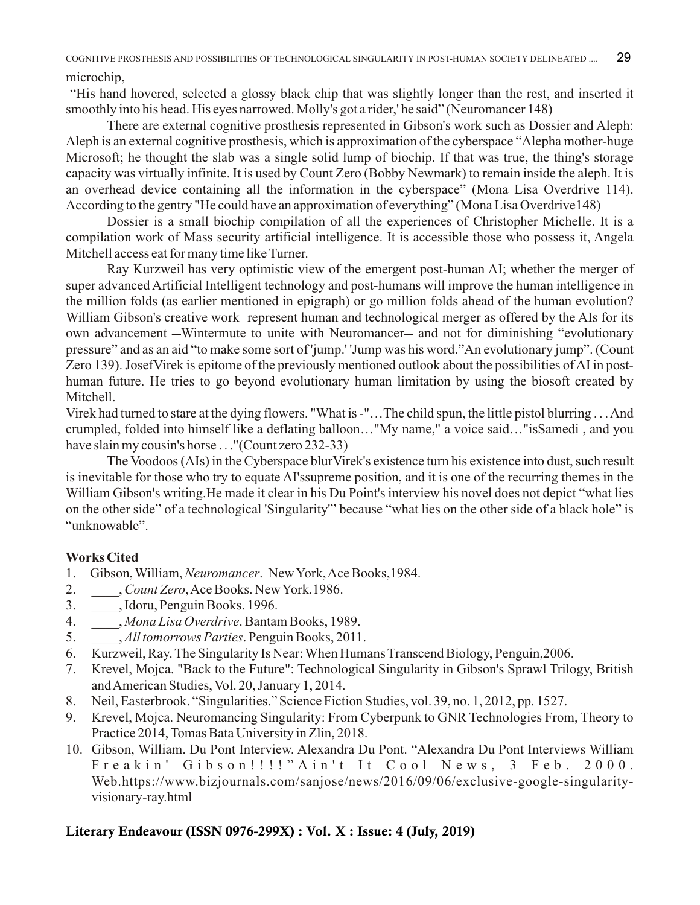microchip,

"His hand hovered, selected a glossy black chip that was slightly longer than the rest, and inserted it smoothly into his head. His eyes narrowed. Molly's got a rider,' he said" (Neuromancer 148)

There are external cognitive prosthesis represented in Gibson's work such as Dossier and Aleph: Aleph is an external cognitive prosthesis, which is approximation of the cyberspace "Alepha mother-huge Microsoft; he thought the slab was a single solid lump of biochip. If that was true, the thing's storage capacity was virtually infinite. It is used by Count Zero (Bobby Newmark) to remain inside the aleph. It is an overhead device containing all the information in the cyberspace" (Mona Lisa Overdrive 114). According to the gentry "He could have an approximation of everything" (Mona Lisa Overdrive148)

Dossier is a small biochip compilation of all the experiences of Christopher Michelle. It is a compilation work of Mass security artificial intelligence. It is accessible those who possess it, Angela Mitchell access eat for many time like Turner.

Ray Kurzweil has very optimistic view of the emergent post-human AI; whether the merger of super advanced Artificial Intelligent technology and post-humans will improve the human intelligence in the million folds (as earlier mentioned in epigraph) or go million folds ahead of the human evolution? William Gibson's creative work represent human and technological merger as offered by the AIs for its own advancement —Wintermute to unite with Neuromancer— and not for diminishing "evolutionary pressure" and as an aid "to make some sort of 'jump.' 'Jump was his word." An evolutionary jump". (Count Zero 139). JosefVirek is epitome of the previously mentioned outlook about the possibilities of AI in post-human future. He tries to go beyond evolutionary human limitation by using the biosoft created by Mitchell.

Virek had turned to stare at the dying flowers. "What is -"…The child spun, the little pistol blurring . . . And crumpled, folded into himself like a deflating balloon…"My name," a voice said…"isSamedi , and you have slain my cousin's horse . . ."(Count zero 232-33)

The Voodoos (AIs) in the Cyberspace blurVirek's existence turn his existence into dust, such result is inevitable for those who try to equate AI'ssupreme position, and it is one of the recurring themes in the William Gibson's writing.He made it clear in his Du Point's interview his novel does not depict "what lies on the other side" of a technological 'Singularity"' because "what lies on the other side of a black hole" is "unknowable".

## Works Cited

1. Gibson, William, *Neuromancer*. New York, Ace Books,1984.
2. ____, *Count Zero*, Ace Books. New York.1986.
3. ____, Idoru, Penguin Books. 1996.
4. ____, *Mona Lisa Overdrive*. Bantam Books, 1989.
5. ____, *All tomorrows Parties*. Penguin Books, 2011.
6. Kurzweil, Ray. The Singularity Is Near: When Humans Transcend Biology, Penguin,2006.
7. Krevel, Mojca. "Back to the Future": Technological Singularity in Gibson's Sprawl Trilogy, British and American Studies, Vol. 20, January 1, 2014.
8. Neil, Easterbrook. "Singularities." Science Fiction Studies, vol. 39, no. 1, 2012, pp. 1527.
9. Krevel, Mojca. Neuromancing Singularity: From Cyberpunk to GNR Technologies From, Theory to Practice 2014, Tomas Bata University in Zlin, 2018.
10. Gibson, William. Du Pont Interview. Alexandra Du Pont. "Alexandra Du Pont Interviews William Freakin' Gibson!!!!" Ain't It Cool News, 3 Feb. 2000. Web.https://www.bizjournals.com/sanjose/news/2016/09/06/exclusive-google-singularity-visionary-ray.html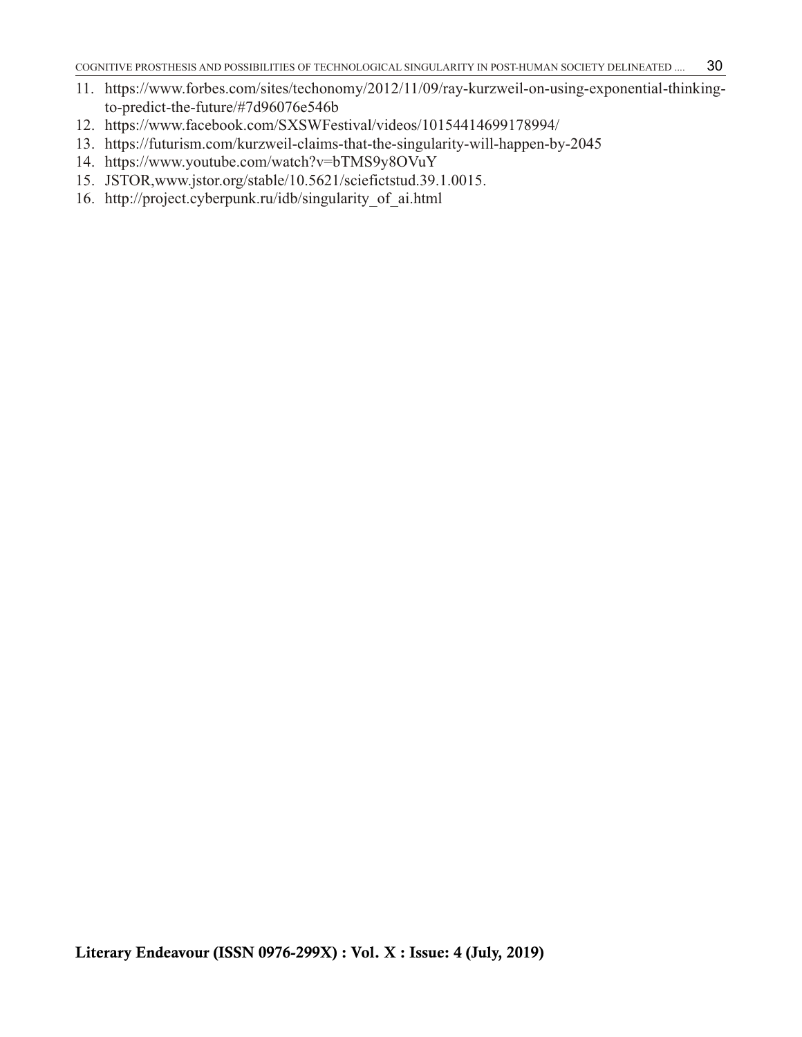11. https://www.forbes.com/sites/techonomy/2012/11/09/ray-kurzweil-on-using-exponential-thinking-to-predict-the-future/#7d96076e546b
12. https://www.facebook.com/SXSWFestival/videos/10154414699178994/
13. https://futurism.com/kurzweil-claims-that-the-singularity-will-happen-by-2045
14. https://www.youtube.com/watch?v=bTMS9y8OVuY
15. JSTOR,www.jstor.org/stable/10.5621/sciefictstud.39.1.0015.
16. http://project.cyberpunk.ru/idb/singularity_of_ai.html